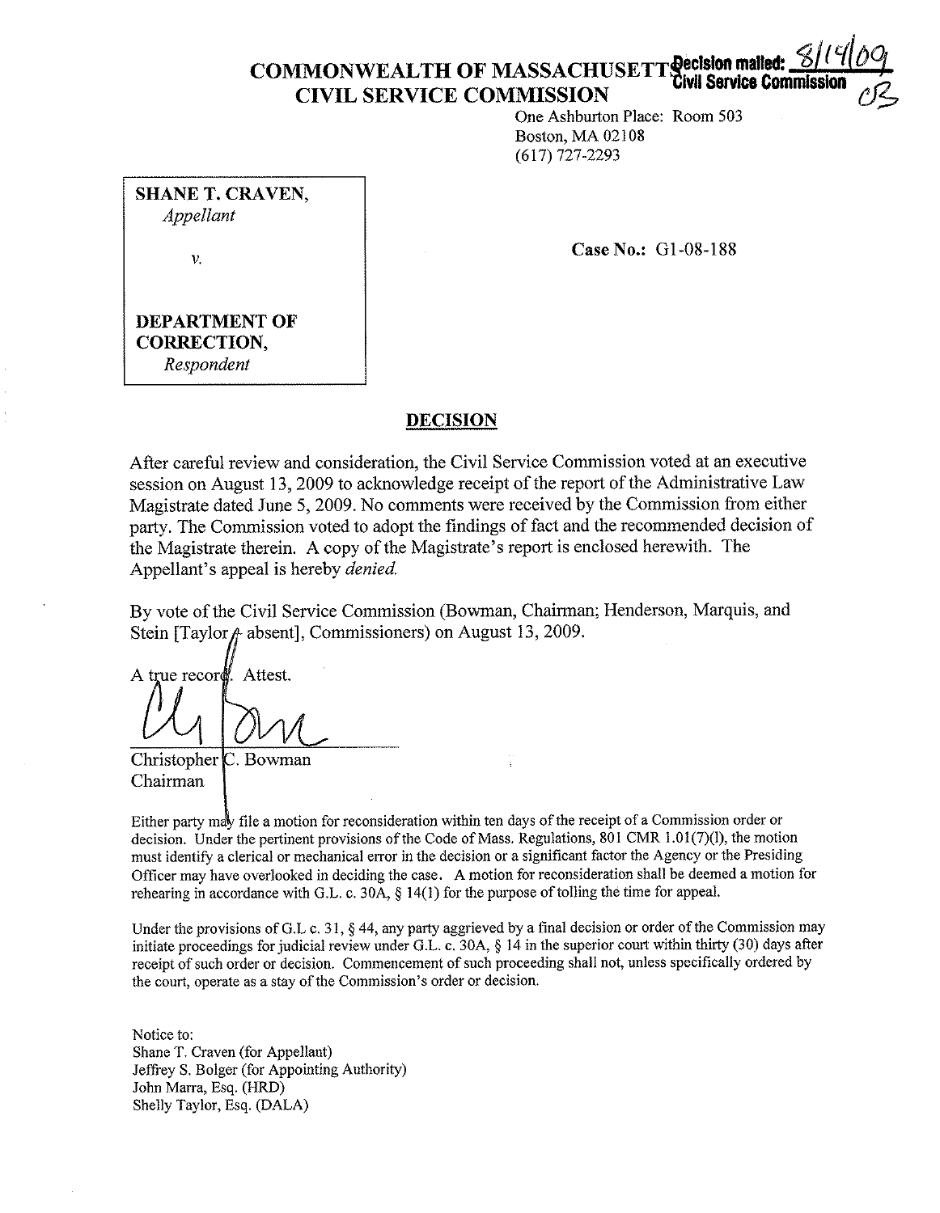# COMMONWEALTH OF MASSACHUSETTS
# CIVIL SERVICE COMMISSION

**Decision mailed:** 8/14/09
**Civil Service Commission**

One Ashburton Place: Room 503
Boston, MA 02108
(617) 727-2293

**SHANE T. CRAVEN,**
*Appellant*

*v.*

**DEPARTMENT OF CORRECTION,**
*Respondent*

**Case No.:** G1-08-188

## DECISION

After careful review and consideration, the Civil Service Commission voted at an executive session on August 13, 2009 to acknowledge receipt of the report of the Administrative Law Magistrate dated June 5, 2009. No comments were received by the Commission from either party. The Commission voted to adopt the findings of fact and the recommended decision of the Magistrate therein. A copy of the Magistrate's report is enclosed herewith. The Appellant's appeal is hereby *denied.*

By vote of the Civil Service Commission (Bowman, Chairman; Henderson, Marquis, and Stein [Taylor – absent], Commissioners) on August 13, 2009.

A true record. Attest.

Christopher C. Bowman
Chairman

Either party may file a motion for reconsideration within ten days of the receipt of a Commission order or decision. Under the pertinent provisions of the Code of Mass. Regulations, 801 CMR 1.01(7)(l), the motion must identify a clerical or mechanical error in the decision or a significant factor the Agency or the Presiding Officer may have overlooked in deciding the case. A motion for reconsideration shall be deemed a motion for rehearing in accordance with G.L. c. 30A, § 14(1) for the purpose of tolling the time for appeal.

Under the provisions of G.L c. 31, § 44, any party aggrieved by a final decision or order of the Commission may initiate proceedings for judicial review under G.L. c. 30A, § 14 in the superior court within thirty (30) days after receipt of such order or decision. Commencement of such proceeding shall not, unless specifically ordered by the court, operate as a stay of the Commission's order or decision.

Notice to:
Shane T. Craven (for Appellant)
Jeffrey S. Bolger (for Appointing Authority)
John Marra, Esq. (HRD)
Shelly Taylor, Esq. (DALA)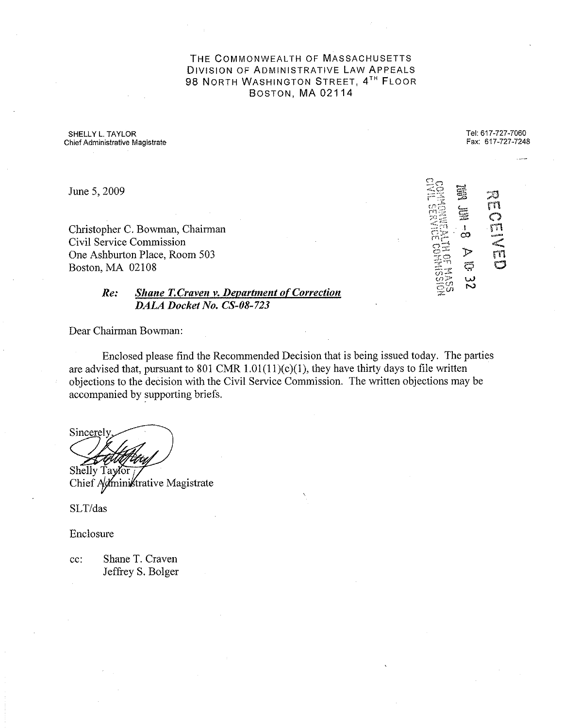THE COMMONWEALTH OF MASSACHUSETTS
DIVISION OF ADMINISTRATIVE LAW APPEALS
98 NORTH WASHINGTON STREET, 4TH FLOOR
BOSTON, MA 02114

SHELLY L. TAYLOR
Chief Administrative Magistrate

Tel: 617-727-7060
Fax: 617-727-7248

RECEIVED
2009 JUN -8 A 10: 32
COMMONWEALTH OF MASS
CIVIL SERVICE COMMISSION

June 5, 2009

Christopher C. Bowman, Chairman
Civil Service Commission
One Ashburton Place, Room 503
Boston, MA 02108

***Re:*** ***Shane T.Craven v. Department of Correction***
***DALA Docket No. CS-08-723***

Dear Chairman Bowman:

Enclosed please find the Recommended Decision that is being issued today. The parties are advised that, pursuant to 801 CMR 1.01(11)(c)(1), they have thirty days to file written objections to the decision with the Civil Service Commission. The written objections may be accompanied by supporting briefs.

Sincerely,

Shelly Taylor
Chief Administrative Magistrate

SLT/das

Enclosure

cc: Shane T. Craven
Jeffrey S. Bolger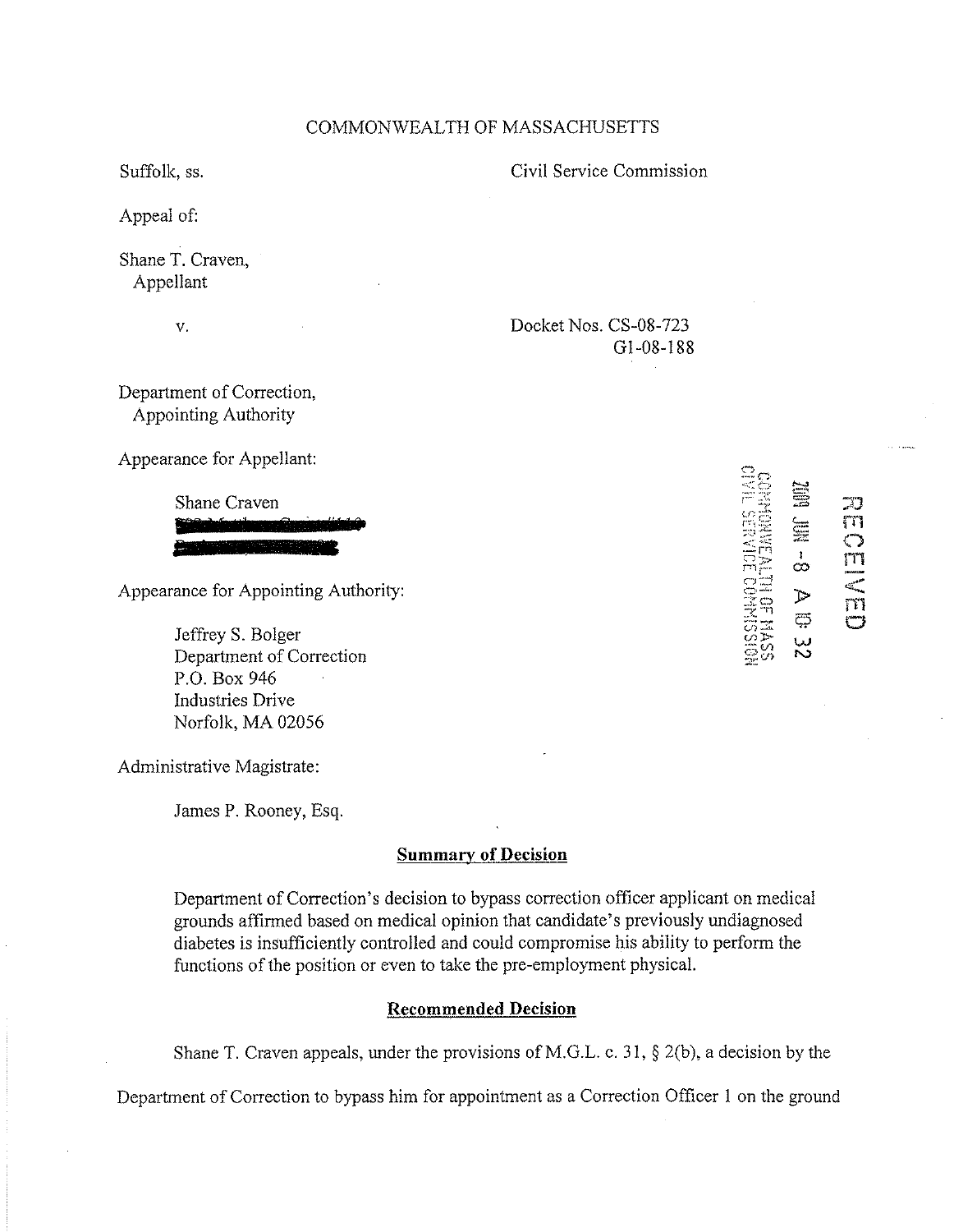COMMONWEALTH OF MASSACHUSETTS

Suffolk, ss. Civil Service Commission

Appeal of:

Shane T. Craven,
Appellant

v. Docket Nos. CS-08-723
G1-08-188

Department of Correction,
Appointing Authority

Appearance for Appellant:

Shane Craven

Appearance for Appointing Authority:

Jeffrey S. Bolger
Department of Correction
P.O. Box 946
Industries Drive
Norfolk, MA 02056

Administrative Magistrate:

James P. Rooney, Esq.

RECEIVED
2009 JUN -8 A 10: 32
COMMONWEALTH OF MASS
CIVIL SERVICE COMMISSION

## Summary of Decision

Department of Correction's decision to bypass correction officer applicant on medical grounds affirmed based on medical opinion that candidate's previously undiagnosed diabetes is insufficiently controlled and could compromise his ability to perform the functions of the position or even to take the pre-employment physical.

## Recommended Decision

Shane T. Craven appeals, under the provisions of M.G.L. c. 31, § 2(b), a decision by the Department of Correction to bypass him for appointment as a Correction Officer 1 on the ground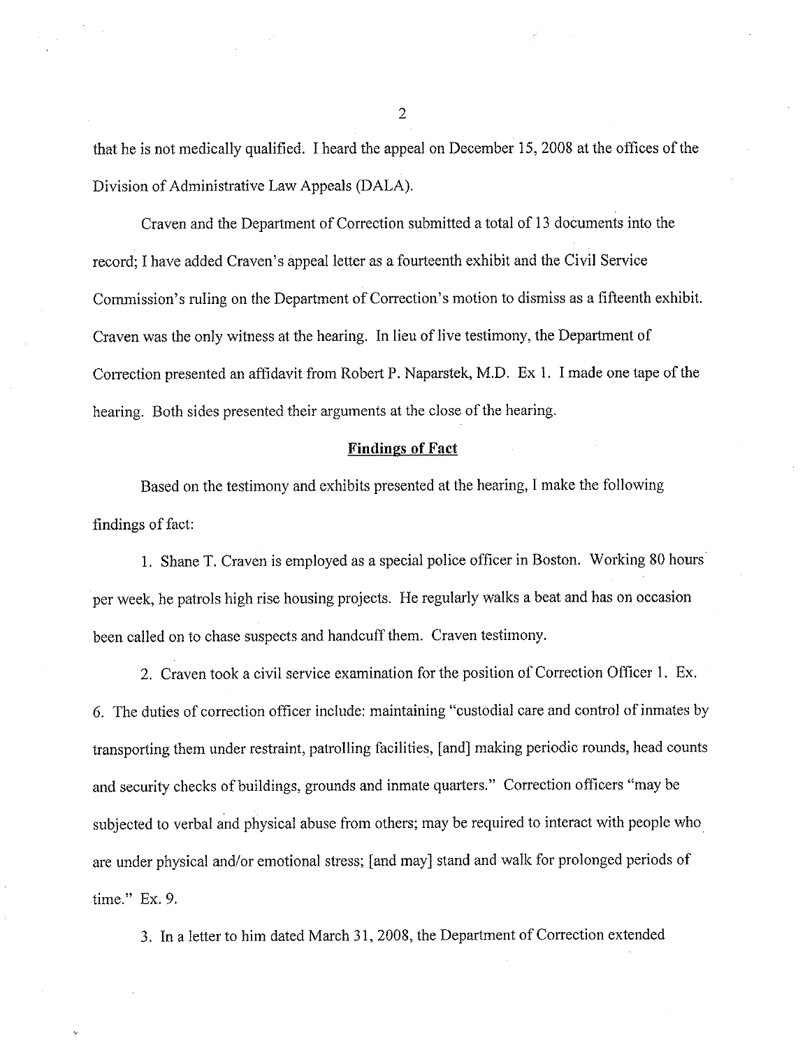that he is not medically qualified. I heard the appeal on December 15, 2008 at the offices of the Division of Administrative Law Appeals (DALA).

Craven and the Department of Correction submitted a total of 13 documents into the record; I have added Craven's appeal letter as a fourteenth exhibit and the Civil Service Commission's ruling on the Department of Correction's motion to dismiss as a fifteenth exhibit. Craven was the only witness at the hearing. In lieu of live testimony, the Department of Correction presented an affidavit from Robert P. Naparstek, M.D. Ex 1. I made one tape of the hearing. Both sides presented their arguments at the close of the hearing.

## **Findings of Fact**

Based on the testimony and exhibits presented at the hearing, I make the following findings of fact:

1. Shane T. Craven is employed as a special police officer in Boston. Working 80 hours per week, he patrols high rise housing projects. He regularly walks a beat and has on occasion been called on to chase suspects and handcuff them. Craven testimony.

2. Craven took a civil service examination for the position of Correction Officer 1. Ex. 6. The duties of correction officer include: maintaining "custodial care and control of inmates by transporting them under restraint, patrolling facilities, [and] making periodic rounds, head counts and security checks of buildings, grounds and inmate quarters." Correction officers "may be subjected to verbal and physical abuse from others; may be required to interact with people who are under physical and/or emotional stress; [and may] stand and walk for prolonged periods of time." Ex. 9.

3. In a letter to him dated March 31, 2008, the Department of Correction extended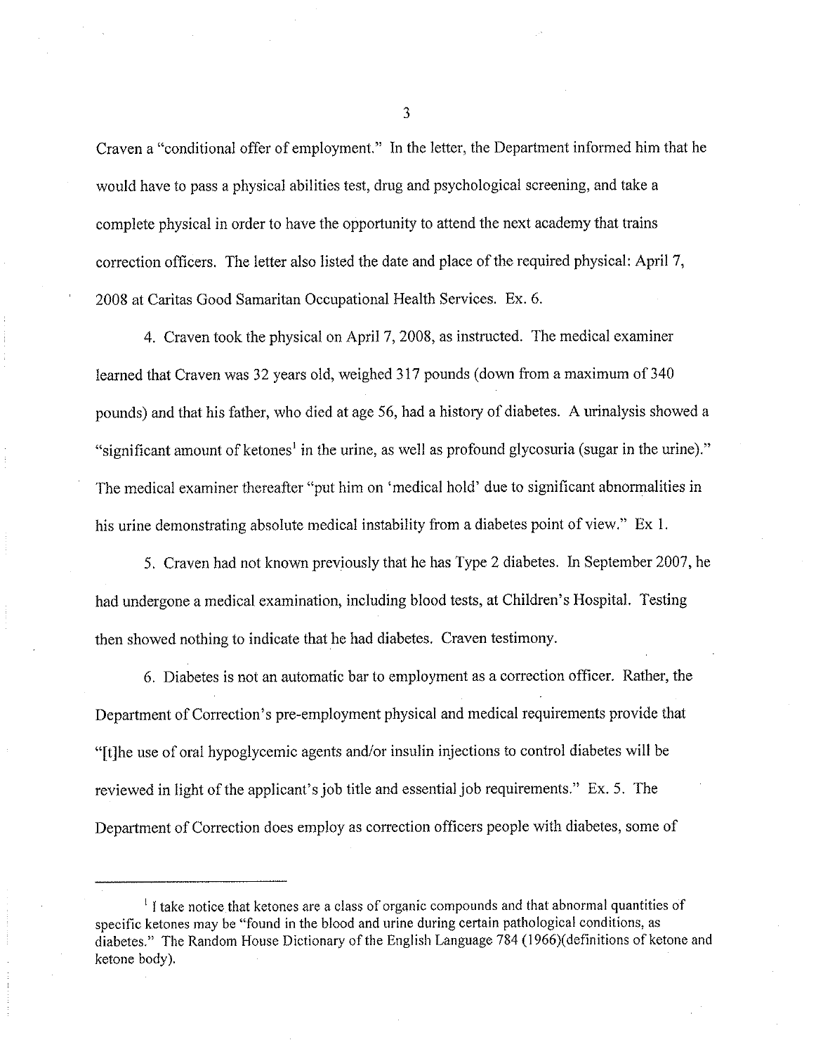Craven a "conditional offer of employment." In the letter, the Department informed him that he would have to pass a physical abilities test, drug and psychological screening, and take a complete physical in order to have the opportunity to attend the next academy that trains correction officers. The letter also listed the date and place of the required physical: April 7, 2008 at Caritas Good Samaritan Occupational Health Services. Ex. 6.

4. Craven took the physical on April 7, 2008, as instructed. The medical examiner learned that Craven was 32 years old, weighed 317 pounds (down from a maximum of 340 pounds) and that his father, who died at age 56, had a history of diabetes. A urinalysis showed a "significant amount of ketones[1] in the urine, as well as profound glycosuria (sugar in the urine)." The medical examiner thereafter "put him on 'medical hold' due to significant abnormalities in his urine demonstrating absolute medical instability from a diabetes point of view." Ex 1.

5. Craven had not known previously that he has Type 2 diabetes. In September 2007, he had undergone a medical examination, including blood tests, at Children's Hospital. Testing then showed nothing to indicate that he had diabetes. Craven testimony.

6. Diabetes is not an automatic bar to employment as a correction officer. Rather, the Department of Correction's pre-employment physical and medical requirements provide that "[t]he use of oral hypoglycemic agents and/or insulin injections to control diabetes will be reviewed in light of the applicant's job title and essential job requirements." Ex. 5. The Department of Correction does employ as correction officers people with diabetes, some of

---

[1] I take notice that ketones are a class of organic compounds and that abnormal quantities of specific ketones may be "found in the blood and urine during certain pathological conditions, as diabetes." The Random House Dictionary of the English Language 784 (1966)(definitions of ketone and ketone body).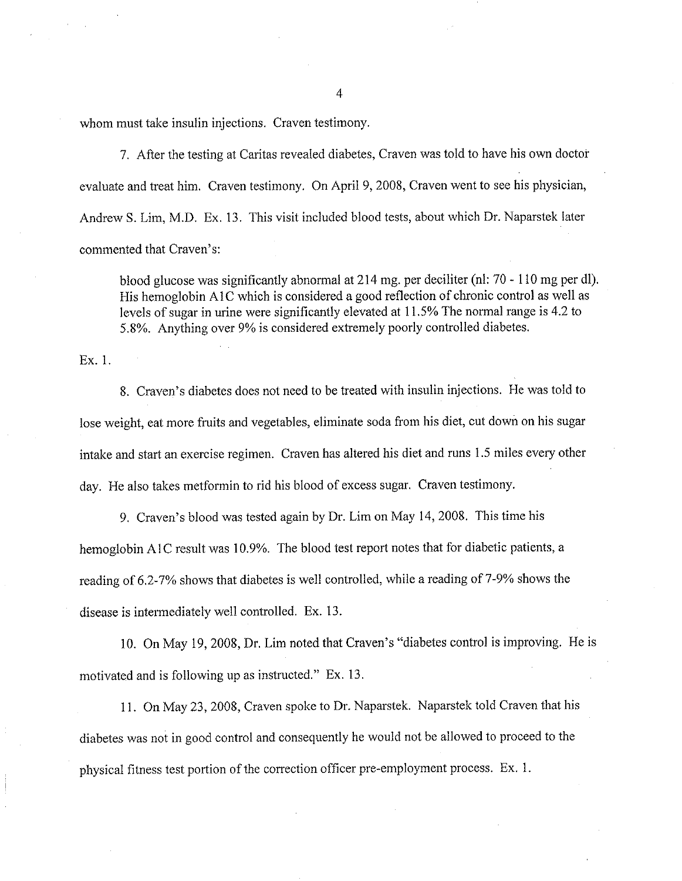whom must take insulin injections. Craven testimony.

7. After the testing at Caritas revealed diabetes, Craven was told to have his own doctor evaluate and treat him. Craven testimony. On April 9, 2008, Craven went to see his physician, Andrew S. Lim, M.D. Ex. 13. This visit included blood tests, about which Dr. Naparstek later commented that Craven's:

> blood glucose was significantly abnormal at 214 mg. per deciliter (nl: 70 - 110 mg per dl). His hemoglobin A1C which is considered a good reflection of chronic control as well as levels of sugar in urine were significantly elevated at 11.5% The normal range is 4.2 to 5.8%. Anything over 9% is considered extremely poorly controlled diabetes.

Ex. 1.

8. Craven's diabetes does not need to be treated with insulin injections. He was told to lose weight, eat more fruits and vegetables, eliminate soda from his diet, cut down on his sugar intake and start an exercise regimen. Craven has altered his diet and runs 1.5 miles every other day. He also takes metformin to rid his blood of excess sugar. Craven testimony.

9. Craven's blood was tested again by Dr. Lim on May 14, 2008. This time his hemoglobin A1C result was 10.9%. The blood test report notes that for diabetic patients, a reading of 6.2-7% shows that diabetes is well controlled, while a reading of 7-9% shows the disease is intermediately well controlled. Ex. 13.

10. On May 19, 2008, Dr. Lim noted that Craven's "diabetes control is improving. He is motivated and is following up as instructed." Ex. 13.

11. On May 23, 2008, Craven spoke to Dr. Naparstek. Naparstek told Craven that his diabetes was not in good control and consequently he would not be allowed to proceed to the physical fitness test portion of the correction officer pre-employment process. Ex. 1.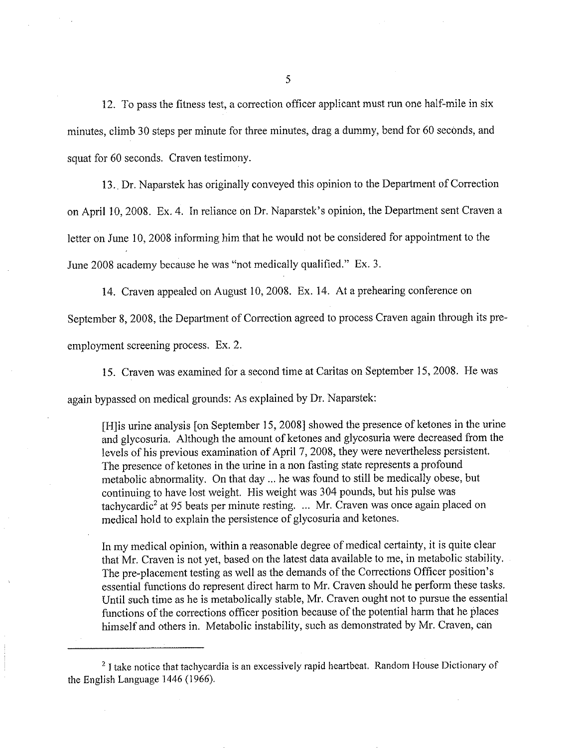12. To pass the fitness test, a correction officer applicant must run one half-mile in six minutes, climb 30 steps per minute for three minutes, drag a dummy, bend for 60 seconds, and squat for 60 seconds. Craven testimony.

13. Dr. Naparstek has originally conveyed this opinion to the Department of Correction on April 10, 2008. Ex. 4. In reliance on Dr. Naparstek's opinion, the Department sent Craven a letter on June 10, 2008 informing him that he would not be considered for appointment to the June 2008 academy because he was "not medically qualified." Ex. 3.

14. Craven appealed on August 10, 2008. Ex. 14. At a prehearing conference on September 8, 2008, the Department of Correction agreed to process Craven again through its pre-employment screening process. Ex. 2.

15. Craven was examined for a second time at Caritas on September 15, 2008. He was again bypassed on medical grounds: As explained by Dr. Naparstek:

> [H]is urine analysis [on September 15, 2008] showed the presence of ketones in the urine and glycosuria. Although the amount of ketones and glycosuria were decreased from the levels of his previous examination of April 7, 2008, they were nevertheless persistent. The presence of ketones in the urine in a non fasting state represents a profound metabolic abnormality. On that day ... he was found to still be medically obese, but continuing to have lost weight. His weight was 304 pounds, but his pulse was tachycardic[2] at 95 beats per minute resting. ... Mr. Craven was once again placed on medical hold to explain the persistence of glycosuria and ketones.
>
> In my medical opinion, within a reasonable degree of medical certainty, it is quite clear that Mr. Craven is not yet, based on the latest data available to me, in metabolic stability. The pre-placement testing as well as the demands of the Corrections Officer position's essential functions do represent direct harm to Mr. Craven should he perform these tasks. Until such time as he is metabolically stable, Mr. Craven ought not to pursue the essential functions of the corrections officer position because of the potential harm that he places himself and others in. Metabolic instability, such as demonstrated by Mr. Craven, can

---

[2] I take notice that tachycardia is an excessively rapid heartbeat. Random House Dictionary of the English Language 1446 (1966).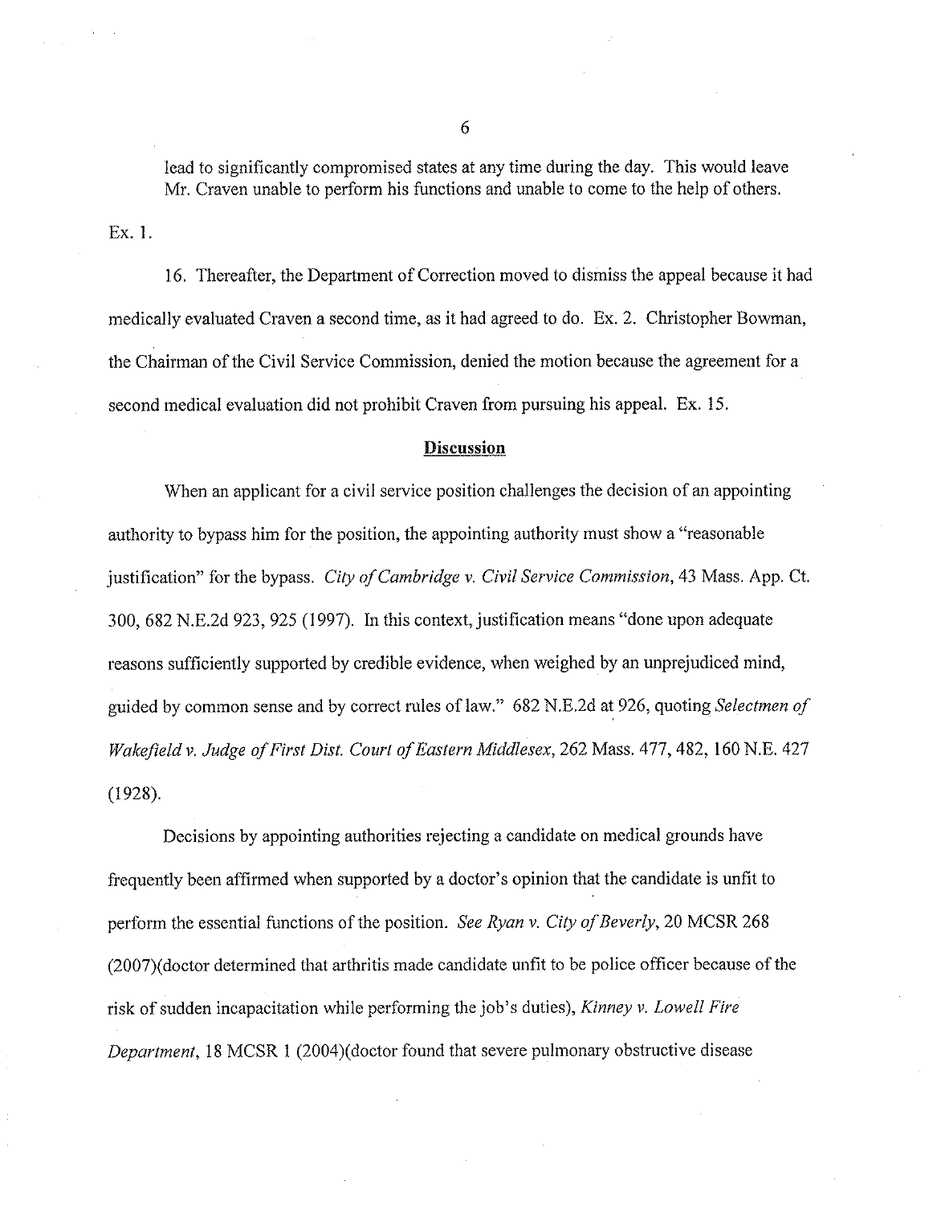lead to significantly compromised states at any time during the day. This would leave Mr. Craven unable to perform his functions and unable to come to the help of others.

Ex. 1.

16. Thereafter, the Department of Correction moved to dismiss the appeal because it had medically evaluated Craven a second time, as it had agreed to do. Ex. 2. Christopher Bowman, the Chairman of the Civil Service Commission, denied the motion because the agreement for a second medical evaluation did not prohibit Craven from pursuing his appeal. Ex. 15.

## Discussion

When an applicant for a civil service position challenges the decision of an appointing authority to bypass him for the position, the appointing authority must show a "reasonable justification" for the bypass. *City of Cambridge v. Civil Service Commission*, 43 Mass. App. Ct. 300, 682 N.E.2d 923, 925 (1997). In this context, justification means "done upon adequate reasons sufficiently supported by credible evidence, when weighed by an unprejudiced mind, guided by common sense and by correct rules of law." 682 N.E.2d at 926, quoting *Selectmen of Wakefield v. Judge of First Dist. Court of Eastern Middlesex*, 262 Mass. 477, 482, 160 N.E. 427 (1928).

Decisions by appointing authorities rejecting a candidate on medical grounds have frequently been affirmed when supported by a doctor's opinion that the candidate is unfit to perform the essential functions of the position. *See Ryan v. City of Beverly*, 20 MCSR 268 (2007)(doctor determined that arthritis made candidate unfit to be police officer because of the risk of sudden incapacitation while performing the job's duties), *Kinney v. Lowell Fire Department*, 18 MCSR 1 (2004)(doctor found that severe pulmonary obstructive disease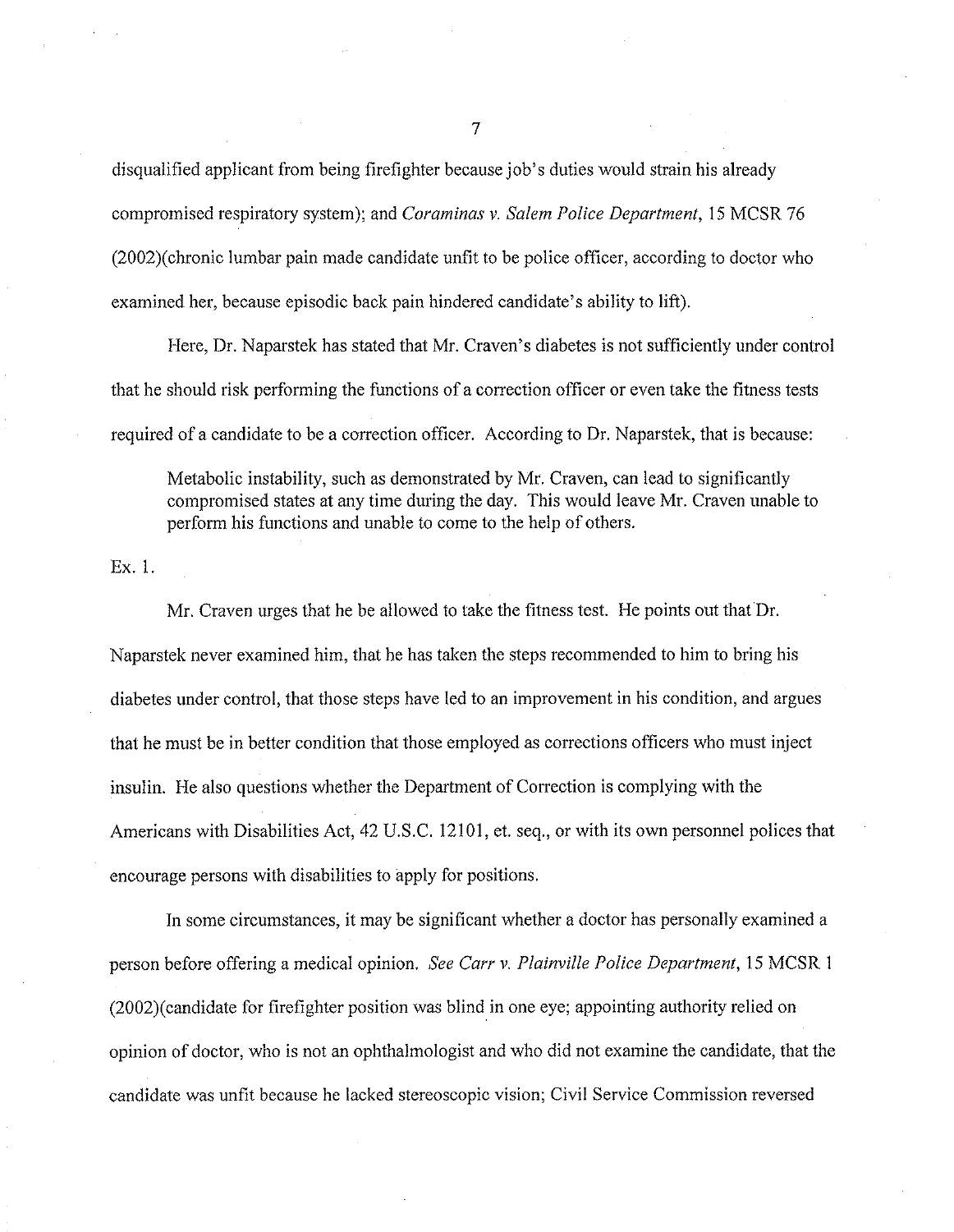disqualified applicant from being firefighter because job's duties would strain his already compromised respiratory system); and *Coraminas v. Salem Police Department*, 15 MCSR 76 (2002)(chronic lumbar pain made candidate unfit to be police officer, according to doctor who examined her, because episodic back pain hindered candidate's ability to lift).

Here, Dr. Naparstek has stated that Mr. Craven's diabetes is not sufficiently under control that he should risk performing the functions of a correction officer or even take the fitness tests required of a candidate to be a correction officer. According to Dr. Naparstek, that is because:

> Metabolic instability, such as demonstrated by Mr. Craven, can lead to significantly compromised states at any time during the day. This would leave Mr. Craven unable to perform his functions and unable to come to the help of others.

Ex. 1.

Mr. Craven urges that he be allowed to take the fitness test. He points out that Dr. Naparstek never examined him, that he has taken the steps recommended to him to bring his diabetes under control, that those steps have led to an improvement in his condition, and argues that he must be in better condition that those employed as corrections officers who must inject insulin. He also questions whether the Department of Correction is complying with the Americans with Disabilities Act, 42 U.S.C. 12101, et. seq., or with its own personnel polices that encourage persons with disabilities to apply for positions.

In some circumstances, it may be significant whether a doctor has personally examined a person before offering a medical opinion. *See Carr v. Plainville Police Department*, 15 MCSR 1 (2002)(candidate for firefighter position was blind in one eye; appointing authority relied on opinion of doctor, who is not an ophthalmologist and who did not examine the candidate, that the candidate was unfit because he lacked stereoscopic vision; Civil Service Commission reversed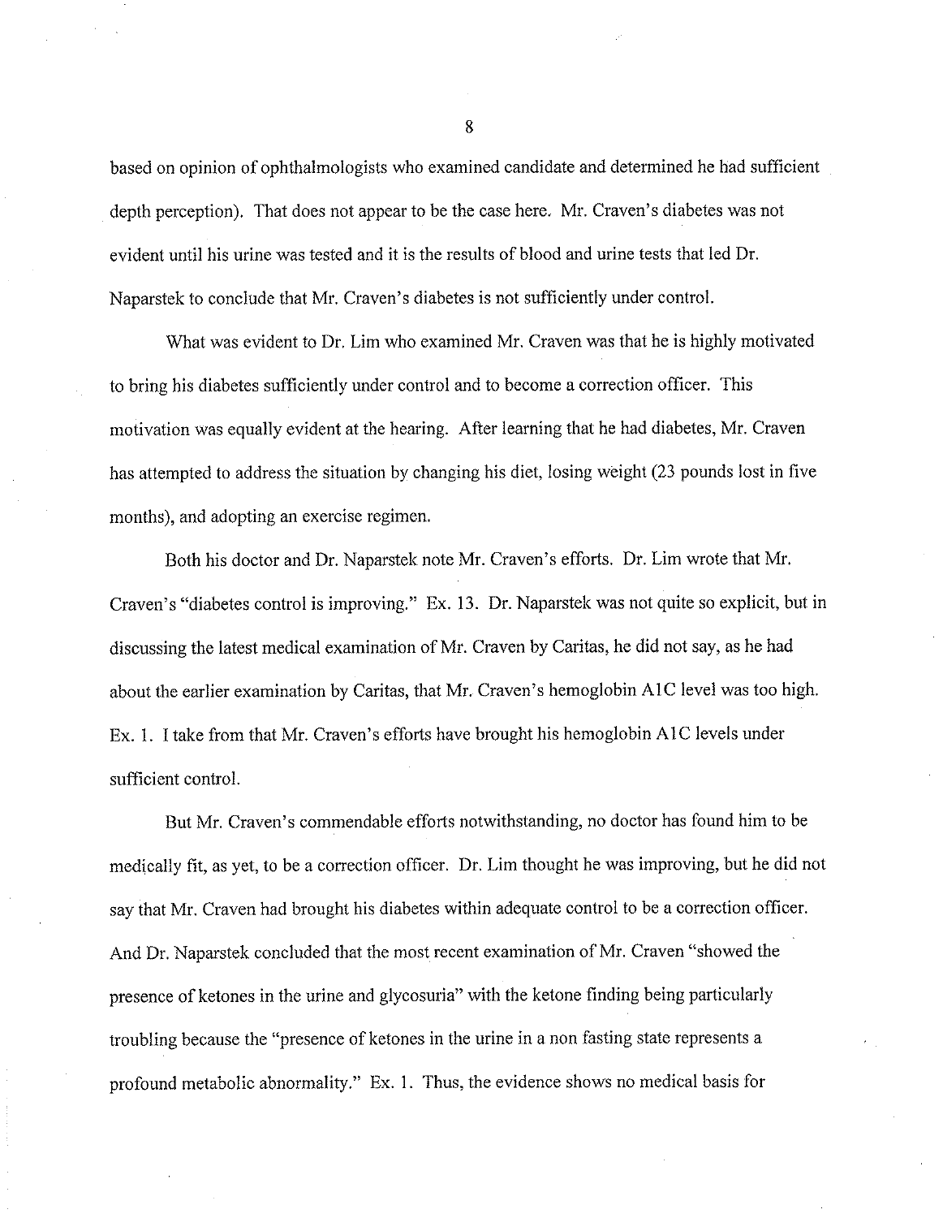based on opinion of ophthalmologists who examined candidate and determined he had sufficient depth perception). That does not appear to be the case here. Mr. Craven's diabetes was not evident until his urine was tested and it is the results of blood and urine tests that led Dr. Naparstek to conclude that Mr. Craven's diabetes is not sufficiently under control.

What was evident to Dr. Lim who examined Mr. Craven was that he is highly motivated to bring his diabetes sufficiently under control and to become a correction officer. This motivation was equally evident at the hearing. After learning that he had diabetes, Mr. Craven has attempted to address the situation by changing his diet, losing weight (23 pounds lost in five months), and adopting an exercise regimen.

Both his doctor and Dr. Naparstek note Mr. Craven's efforts. Dr. Lim wrote that Mr. Craven's "diabetes control is improving." Ex. 13. Dr. Naparstek was not quite so explicit, but in discussing the latest medical examination of Mr. Craven by Caritas, he did not say, as he had about the earlier examination by Caritas, that Mr. Craven's hemoglobin A1C level was too high. Ex. 1. I take from that Mr. Craven's efforts have brought his hemoglobin A1C levels under sufficient control.

But Mr. Craven's commendable efforts notwithstanding, no doctor has found him to be medically fit, as yet, to be a correction officer. Dr. Lim thought he was improving, but he did not say that Mr. Craven had brought his diabetes within adequate control to be a correction officer. And Dr. Naparstek concluded that the most recent examination of Mr. Craven "showed the presence of ketones in the urine and glycosuria" with the ketone finding being particularly troubling because the "presence of ketones in the urine in a non fasting state represents a profound metabolic abnormality." Ex. 1. Thus, the evidence shows no medical basis for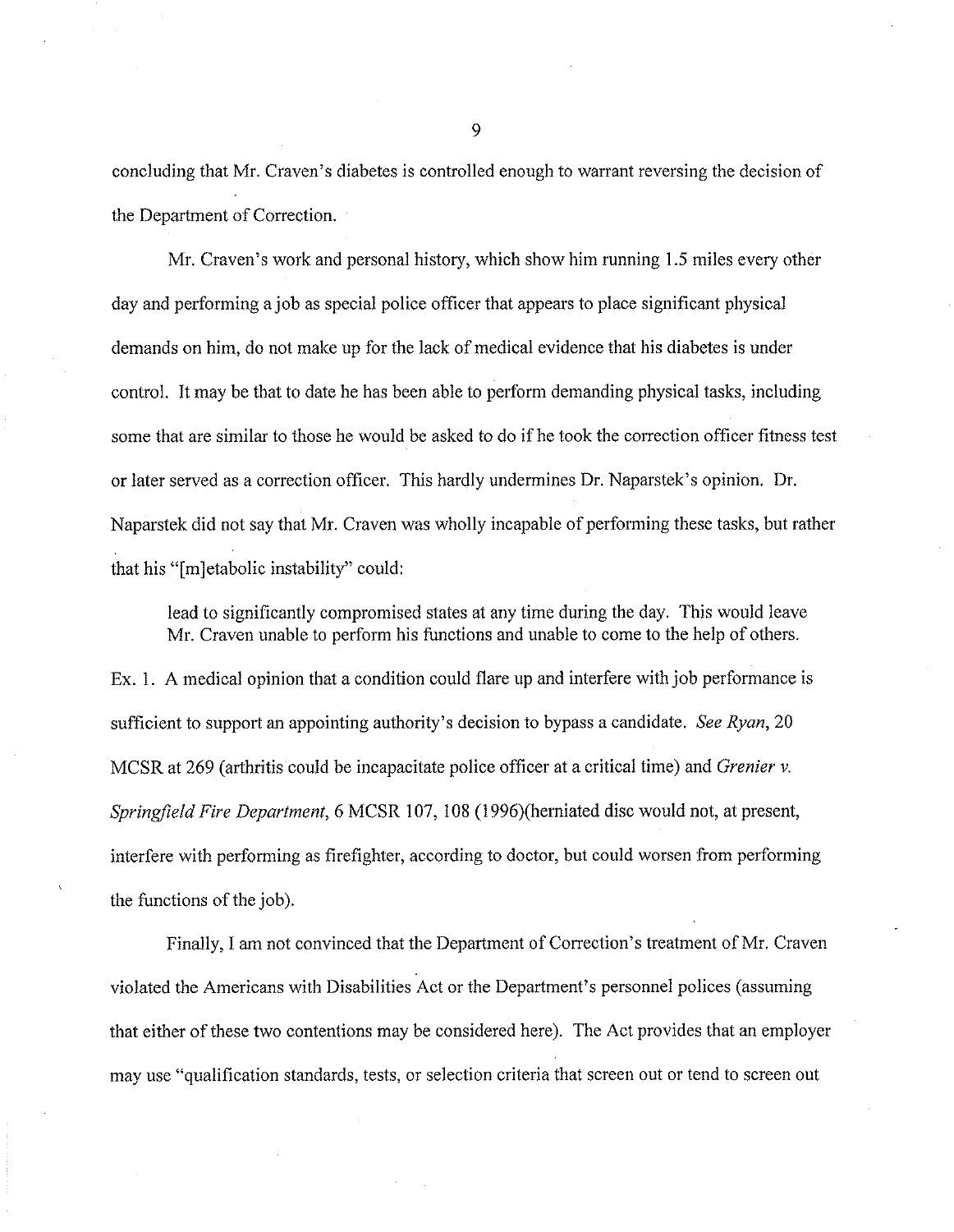concluding that Mr. Craven's diabetes is controlled enough to warrant reversing the decision of the Department of Correction.

Mr. Craven's work and personal history, which show him running 1.5 miles every other day and performing a job as special police officer that appears to place significant physical demands on him, do not make up for the lack of medical evidence that his diabetes is under control. It may be that to date he has been able to perform demanding physical tasks, including some that are similar to those he would be asked to do if he took the correction officer fitness test or later served as a correction officer. This hardly undermines Dr. Naparstek's opinion. Dr. Naparstek did not say that Mr. Craven was wholly incapable of performing these tasks, but rather that his "[m]etabolic instability" could:

> lead to significantly compromised states at any time during the day. This would leave Mr. Craven unable to perform his functions and unable to come to the help of others.

Ex. 1. A medical opinion that a condition could flare up and interfere with job performance is sufficient to support an appointing authority's decision to bypass a candidate. *See Ryan*, 20 MCSR at 269 (arthritis could be incapacitate police officer at a critical time) and *Grenier v. Springfield Fire Department*, 6 MCSR 107, 108 (1996)(herniated disc would not, at present, interfere with performing as firefighter, according to doctor, but could worsen from performing the functions of the job).

Finally, I am not convinced that the Department of Correction's treatment of Mr. Craven violated the Americans with Disabilities Act or the Department's personnel polices (assuming that either of these two contentions may be considered here). The Act provides that an employer may use "qualification standards, tests, or selection criteria that screen out or tend to screen out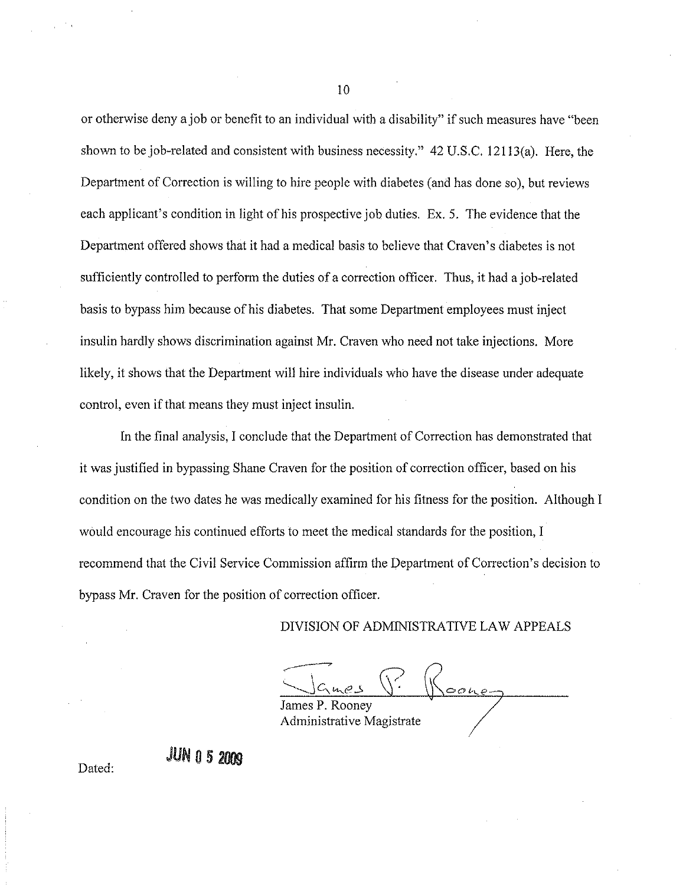or otherwise deny a job or benefit to an individual with a disability" if such measures have "been shown to be job-related and consistent with business necessity." 42 U.S.C. 12113(a). Here, the Department of Correction is willing to hire people with diabetes (and has done so), but reviews each applicant's condition in light of his prospective job duties. Ex. 5. The evidence that the Department offered shows that it had a medical basis to believe that Craven's diabetes is not sufficiently controlled to perform the duties of a correction officer. Thus, it had a job-related basis to bypass him because of his diabetes. That some Department employees must inject insulin hardly shows discrimination against Mr. Craven who need not take injections. More likely, it shows that the Department will hire individuals who have the disease under adequate control, even if that means they must inject insulin.

In the final analysis, I conclude that the Department of Correction has demonstrated that it was justified in bypassing Shane Craven for the position of correction officer, based on his condition on the two dates he was medically examined for his fitness for the position. Although I would encourage his continued efforts to meet the medical standards for the position, I recommend that the Civil Service Commission affirm the Department of Correction's decision to bypass Mr. Craven for the position of correction officer.

DIVISION OF ADMINISTRATIVE LAW APPEALS

James P. Rooney
Administrative Magistrate

Dated: JUN 05 2009